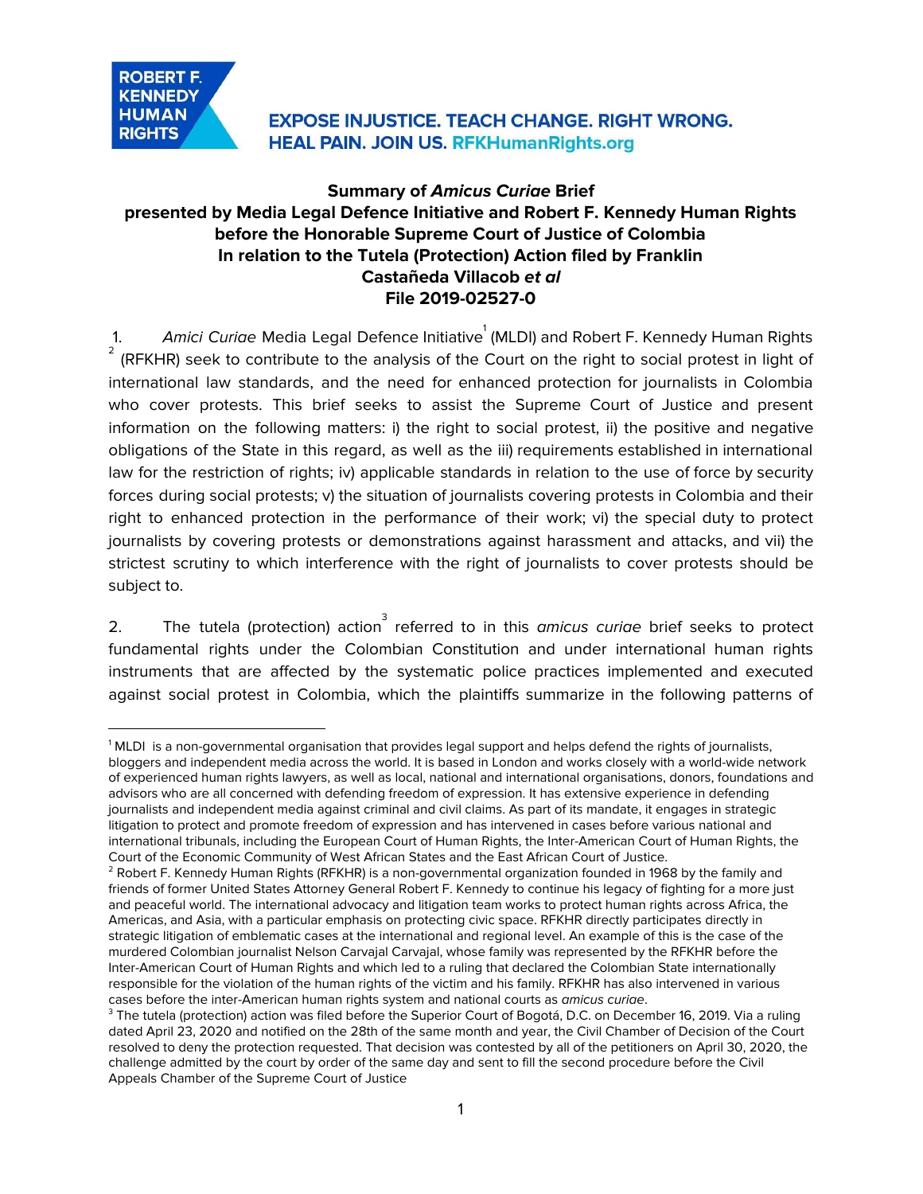ROBERT F. KENNEDY HUMAN RIGHTS

EXPOSE INJUSTICE. TEACH CHANGE. RIGHT WRONG. HEAL PAIN. JOIN US. RFKHumanRights.org

**Summary of *Amicus Curiae* Brief presented by Media Legal Defence Initiative and Robert F. Kennedy Human Rights before the Honorable Supreme Court of Justice of Colombia In relation to the Tutela (Protection) Action filed by Franklin Castañeda Villacob *et al* File 2019-02527-0**

1. *Amici Curiae* Media Legal Defence Initiative[1] (MLDI) and Robert F. Kennedy Human Rights[2] (RFKHR) seek to contribute to the analysis of the Court on the right to social protest in light of international law standards, and the need for enhanced protection for journalists in Colombia who cover protests. This brief seeks to assist the Supreme Court of Justice and present information on the following matters: i) the right to social protest, ii) the positive and negative obligations of the State in this regard, as well as the iii) requirements established in international law for the restriction of rights; iv) applicable standards in relation to the use of force by security forces during social protests; v) the situation of journalists covering protests in Colombia and their right to enhanced protection in the performance of their work; vi) the special duty to protect journalists by covering protests or demonstrations against harassment and attacks, and vii) the strictest scrutiny to which interference with the right of journalists to cover protests should be subject to.

2. The tutela (protection) action[3] referred to in this *amicus curiae* brief seeks to protect fundamental rights under the Colombian Constitution and under international human rights instruments that are affected by the systematic police practices implemented and executed against social protest in Colombia, which the plaintiffs summarize in the following patterns of

---

[1] MLDI is a non-governmental organisation that provides legal support and helps defend the rights of journalists, bloggers and independent media across the world. It is based in London and works closely with a world-wide network of experienced human rights lawyers, as well as local, national and international organisations, donors, foundations and advisors who are all concerned with defending freedom of expression. It has extensive experience in defending journalists and independent media against criminal and civil claims. As part of its mandate, it engages in strategic litigation to protect and promote freedom of expression and has intervened in cases before various national and international tribunals, including the European Court of Human Rights, the Inter-American Court of Human Rights, the Court of the Economic Community of West African States and the East African Court of Justice.

[2] Robert F. Kennedy Human Rights (RFKHR) is a non-governmental organization founded in 1968 by the family and friends of former United States Attorney General Robert F. Kennedy to continue his legacy of fighting for a more just and peaceful world. The international advocacy and litigation team works to protect human rights across Africa, the Americas, and Asia, with a particular emphasis on protecting civic space. RFKHR directly participates directly in strategic litigation of emblematic cases at the international and regional level. An example of this is the case of the murdered Colombian journalist Nelson Carvajal Carvajal, whose family was represented by the RFKHR before the Inter-American Court of Human Rights and which led to a ruling that declared the Colombian State internationally responsible for the violation of the human rights of the victim and his family. RFKHR has also intervened in various cases before the inter-American human rights system and national courts as *amicus curiae*.

[3] The tutela (protection) action was filed before the Superior Court of Bogotá, D.C. on December 16, 2019. Via a ruling dated April 23, 2020 and notified on the 28th of the same month and year, the Civil Chamber of Decision of the Court resolved to deny the protection requested. That decision was contested by all of the petitioners on April 30, 2020, the challenge admitted by the court by order of the same day and sent to fill the second procedure before the Civil Appeals Chamber of the Supreme Court of Justice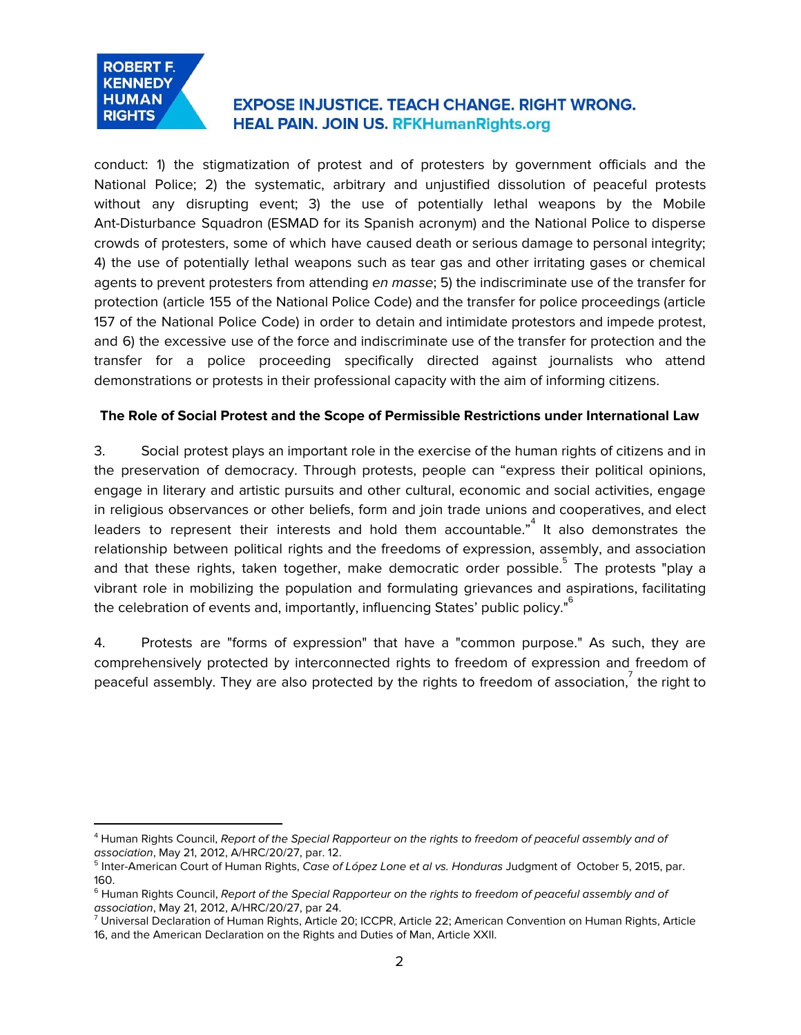conduct: 1) the stigmatization of protest and of protesters by government officials and the National Police; 2) the systematic, arbitrary and unjustified dissolution of peaceful protests without any disrupting event; 3) the use of potentially lethal weapons by the Mobile Ant-Disturbance Squadron (ESMAD for its Spanish acronym) and the National Police to disperse crowds of protesters, some of which have caused death or serious damage to personal integrity; 4) the use of potentially lethal weapons such as tear gas and other irritating gases or chemical agents to prevent protesters from attending *en masse*; 5) the indiscriminate use of the transfer for protection (article 155 of the National Police Code) and the transfer for police proceedings (article 157 of the National Police Code) in order to detain and intimidate protestors and impede protest, and 6) the excessive use of the force and indiscriminate use of the transfer for protection and the transfer for a police proceeding specifically directed against journalists who attend demonstrations or protests in their professional capacity with the aim of informing citizens.

**The Role of Social Protest and the Scope of Permissible Restrictions under International Law**

3. Social protest plays an important role in the exercise of the human rights of citizens and in the preservation of democracy. Through protests, people can "express their political opinions, engage in literary and artistic pursuits and other cultural, economic and social activities, engage in religious observances or other beliefs, form and join trade unions and cooperatives, and elect leaders to represent their interests and hold them accountable."[4] It also demonstrates the relationship between political rights and the freedoms of expression, assembly, and association and that these rights, taken together, make democratic order possible.[5] The protests "play a vibrant role in mobilizing the population and formulating grievances and aspirations, facilitating the celebration of events and, importantly, influencing States' public policy."[6]

4. Protests are "forms of expression" that have a "common purpose." As such, they are comprehensively protected by interconnected rights to freedom of expression and freedom of peaceful assembly. They are also protected by the rights to freedom of association,[7] the right to

---

[4] Human Rights Council, *Report of the Special Rapporteur on the rights to freedom of peaceful assembly and of association*, May 21, 2012, A/HRC/20/27, par. 12.

[5] Inter-American Court of Human Rights, *Case of López Lone et al vs. Honduras* Judgment of October 5, 2015, par. 160.

[6] Human Rights Council, *Report of the Special Rapporteur on the rights to freedom of peaceful assembly and of association*, May 21, 2012, A/HRC/20/27, par 24.

[7] Universal Declaration of Human Rights, Article 20; ICCPR, Article 22; American Convention on Human Rights, Article 16, and the American Declaration on the Rights and Duties of Man, Article XXII.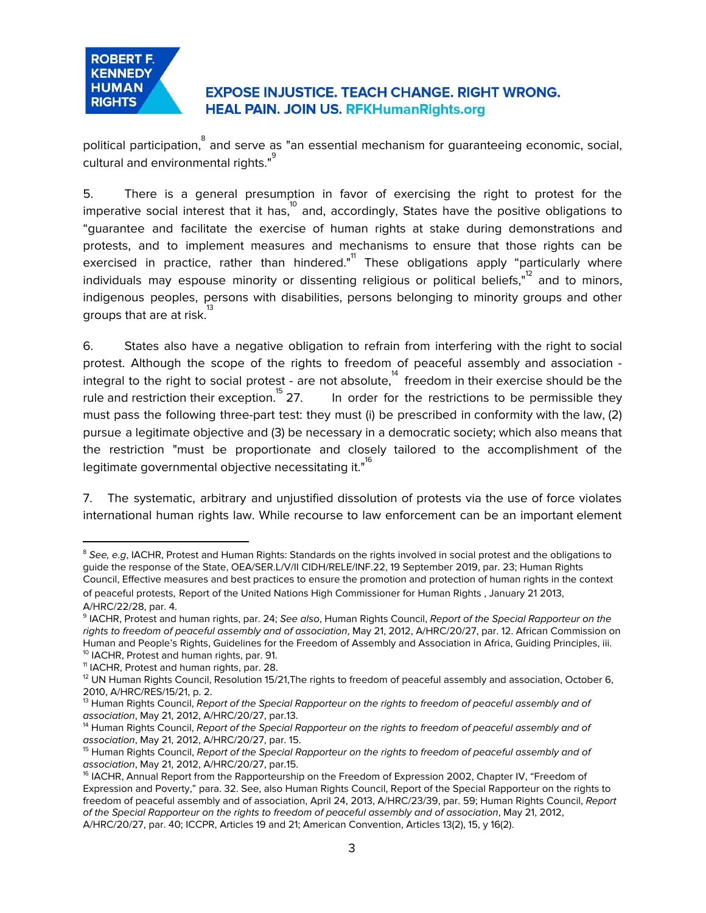political participation,[8] and serve as "an essential mechanism for guaranteeing economic, social, cultural and environmental rights."[9]

5. There is a general presumption in favor of exercising the right to protest for the imperative social interest that it has,[10] and, accordingly, States have the positive obligations to "guarantee and facilitate the exercise of human rights at stake during demonstrations and protests, and to implement measures and mechanisms to ensure that those rights can be exercised in practice, rather than hindered."[11] These obligations apply "particularly where individuals may espouse minority or dissenting religious or political beliefs,"[12] and to minors, indigenous peoples, persons with disabilities, persons belonging to minority groups and other groups that are at risk.[13]

6. States also have a negative obligation to refrain from interfering with the right to social protest. Although the scope of the rights to freedom of peaceful assembly and association - integral to the right to social protest - are not absolute,[14] freedom in their exercise should be the rule and restriction their exception.[15] 27. In order for the restrictions to be permissible they must pass the following three-part test: they must (i) be prescribed in conformity with the law, (2) pursue a legitimate objective and (3) be necessary in a democratic society; which also means that the restriction "must be proportionate and closely tailored to the accomplishment of the legitimate governmental objective necessitating it."[16]

7. The systematic, arbitrary and unjustified dissolution of protests via the use of force violates international human rights law. While recourse to law enforcement can be an important element

---

[8] *See, e.g*, IACHR, Protest and Human Rights: Standards on the rights involved in social protest and the obligations to guide the response of the State, OEA/SER.L/V/II CIDH/RELE/INF.22, 19 September 2019, par. 23; Human Rights Council, Effective measures and best practices to ensure the promotion and protection of human rights in the context of peaceful protests, Report of the United Nations High Commissioner for Human Rights , January 21 2013, A/HRC/22/28, par. 4.

[9] IACHR, Protest and human rights, par. 24; *See also*, Human Rights Council, *Report of the Special Rapporteur on the rights to freedom of peaceful assembly and of association*, May 21, 2012, A/HRC/20/27, par. 12. African Commission on Human and People's Rights, Guidelines for the Freedom of Assembly and Association in Africa, Guiding Principles, iii.

[10] IACHR, Protest and human rights, par. 91.

[11] IACHR, Protest and human rights, par. 28.

[12] UN Human Rights Council, Resolution 15/21,The rights to freedom of peaceful assembly and association, October 6, 2010, A/HRC/RES/15/21, p. 2.

[13] Human Rights Council, *Report of the Special Rapporteur on the rights to freedom of peaceful assembly and of association*, May 21, 2012, A/HRC/20/27, par.13.

[14] Human Rights Council, *Report of the Special Rapporteur on the rights to freedom of peaceful assembly and of association*, May 21, 2012, A/HRC/20/27, par. 15.

[15] Human Rights Council, *Report of the Special Rapporteur on the rights to freedom of peaceful assembly and of association*, May 21, 2012, A/HRC/20/27, par.15.

[16] IACHR, Annual Report from the Rapporteurship on the Freedom of Expression 2002, Chapter IV, "Freedom of Expression and Poverty," para. 32. See, also Human Rights Council, Report of the Special Rapporteur on the rights to freedom of peaceful assembly and of association, April 24, 2013, A/HRC/23/39, par. 59; Human Rights Council, *Report of the Special Rapporteur on the rights to freedom of peaceful assembly and of association*, May 21, 2012, A/HRC/20/27, par. 40; ICCPR, Articles 19 and 21; American Convention, Articles 13(2), 15, y 16(2).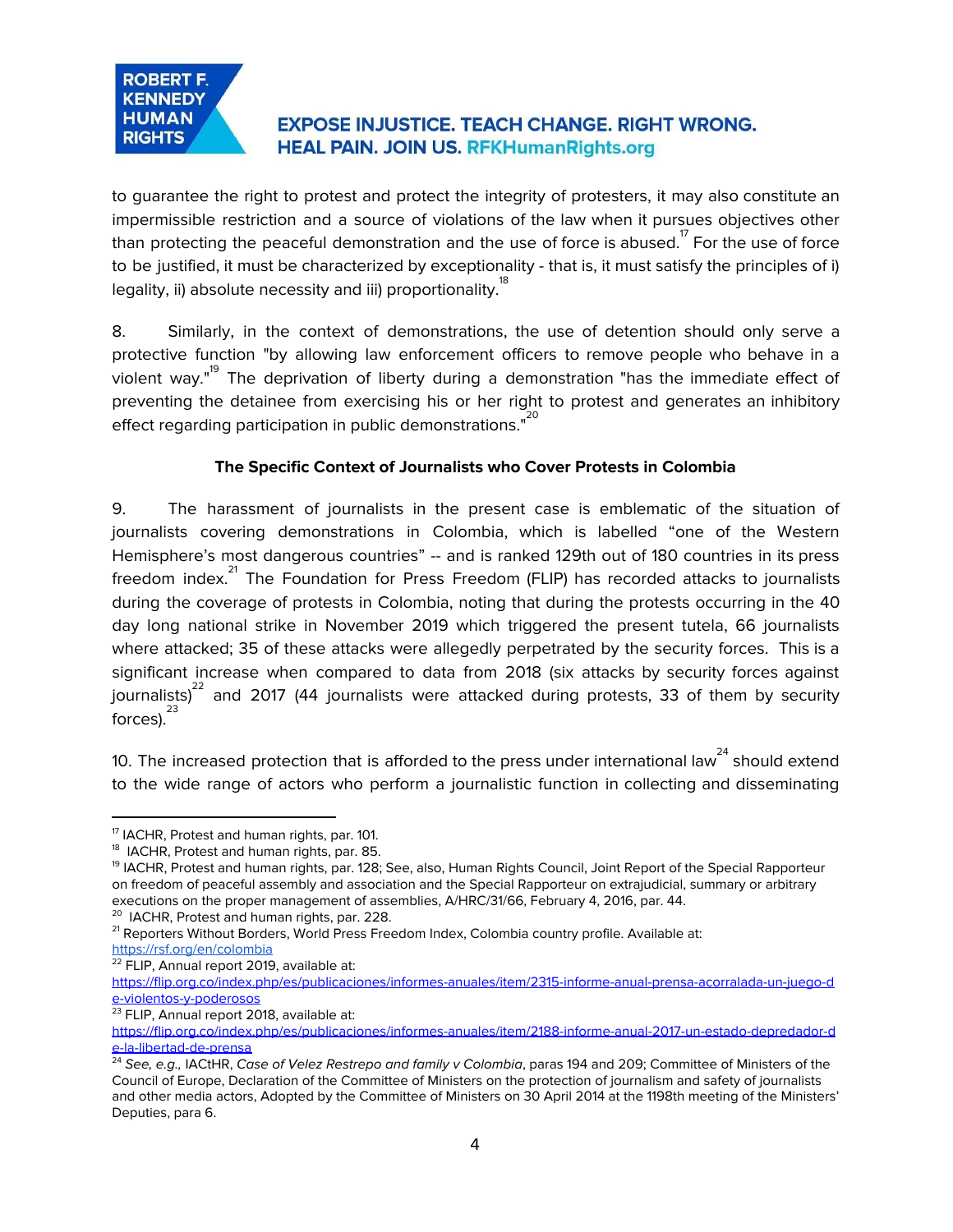to guarantee the right to protest and protect the integrity of protesters, it may also constitute an impermissible restriction and a source of violations of the law when it pursues objectives other than protecting the peaceful demonstration and the use of force is abused.[17] For the use of force to be justified, it must be characterized by exceptionality - that is, it must satisfy the principles of i) legality, ii) absolute necessity and iii) proportionality.[18]

8. Similarly, in the context of demonstrations, the use of detention should only serve a protective function "by allowing law enforcement officers to remove people who behave in a violent way."[19] The deprivation of liberty during a demonstration "has the immediate effect of preventing the detainee from exercising his or her right to protest and generates an inhibitory effect regarding participation in public demonstrations."[20]

**The Specific Context of Journalists who Cover Protests in Colombia**

9. The harassment of journalists in the present case is emblematic of the situation of journalists covering demonstrations in Colombia, which is labelled "one of the Western Hemisphere's most dangerous countries" -- and is ranked 129th out of 180 countries in its press freedom index.[21] The Foundation for Press Freedom (FLIP) has recorded attacks to journalists during the coverage of protests in Colombia, noting that during the protests occurring in the 40 day long national strike in November 2019 which triggered the present tutela, 66 journalists where attacked; 35 of these attacks were allegedly perpetrated by the security forces. This is a significant increase when compared to data from 2018 (six attacks by security forces against journalists)[22] and 2017 (44 journalists were attacked during protests, 33 of them by security forces).[23]

10. The increased protection that is afforded to the press under international law[24] should extend to the wide range of actors who perform a journalistic function in collecting and disseminating

---

[17] IACHR, Protest and human rights, par. 101.

[18] IACHR, Protest and human rights, par. 85.

[19] IACHR, Protest and human rights, par. 128; See, also, Human Rights Council, Joint Report of the Special Rapporteur on freedom of peaceful assembly and association and the Special Rapporteur on extrajudicial, summary or arbitrary executions on the proper management of assemblies, A/HRC/31/66, February 4, 2016, par. 44.

[20] IACHR, Protest and human rights, par. 228.

[21] Reporters Without Borders, World Press Freedom Index, Colombia country profile. Available at: https://rsf.org/en/colombia

[22] FLIP, Annual report 2019, available at: https://flip.org.co/index.php/es/publicaciones/informes-anuales/item/2315-informe-anual-prensa-acorralada-un-juego-de-violentos-y-poderosos

[23] FLIP, Annual report 2018, available at: https://flip.org.co/index.php/es/publicaciones/informes-anuales/item/2188-informe-anual-2017-un-estado-depredador-de-la-libertad-de-prensa

[24] *See, e.g.,* IACtHR, *Case of Velez Restrepo and family v Colombia*, paras 194 and 209; Committee of Ministers of the Council of Europe, Declaration of the Committee of Ministers on the protection of journalism and safety of journalists and other media actors, Adopted by the Committee of Ministers on 30 April 2014 at the 1198th meeting of the Ministers' Deputies, para 6.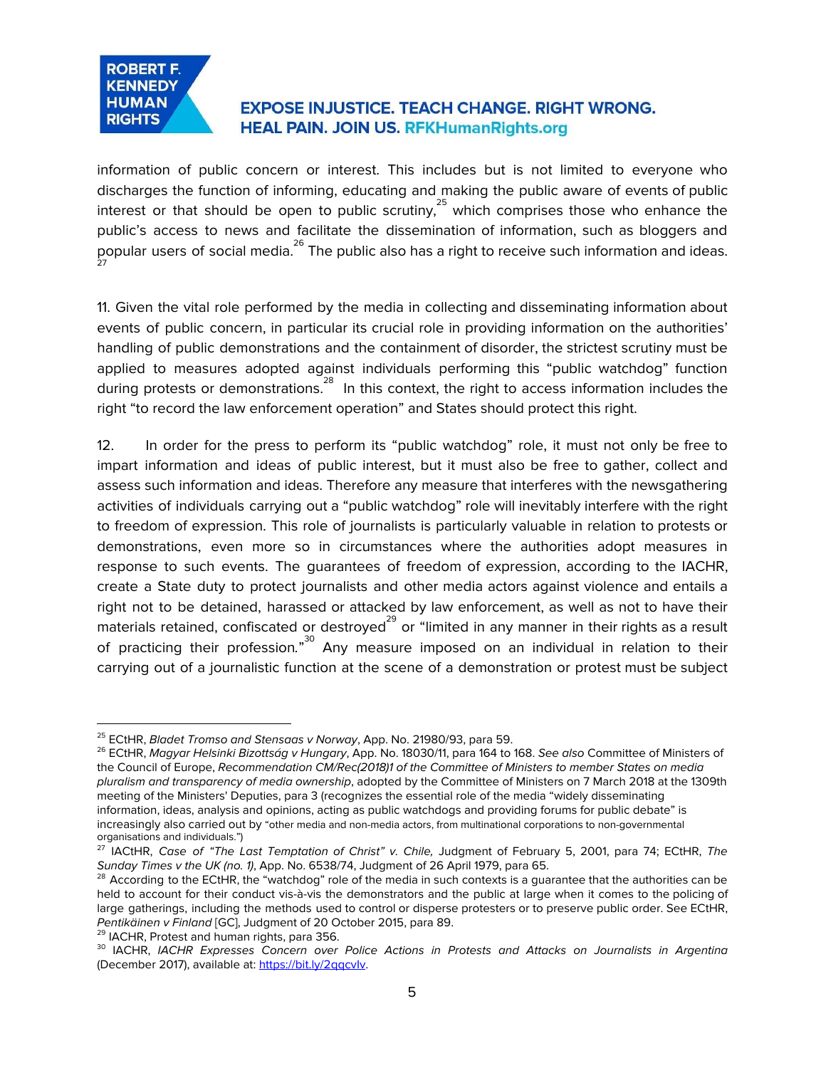information of public concern or interest. This includes but is not limited to everyone who discharges the function of informing, educating and making the public aware of events of public interest or that should be open to public scrutiny,[25] which comprises those who enhance the public's access to news and facilitate the dissemination of information, such as bloggers and popular users of social media.[26] The public also has a right to receive such information and ideas.[27]

11. Given the vital role performed by the media in collecting and disseminating information about events of public concern, in particular its crucial role in providing information on the authorities' handling of public demonstrations and the containment of disorder, the strictest scrutiny must be applied to measures adopted against individuals performing this "public watchdog" function during protests or demonstrations.[28] In this context, the right to access information includes the right "to record the law enforcement operation" and States should protect this right.

12. In order for the press to perform its "public watchdog" role, it must not only be free to impart information and ideas of public interest, but it must also be free to gather, collect and assess such information and ideas. Therefore any measure that interferes with the newsgathering activities of individuals carrying out a "public watchdog" role will inevitably interfere with the right to freedom of expression. This role of journalists is particularly valuable in relation to protests or demonstrations, even more so in circumstances where the authorities adopt measures in response to such events. The guarantees of freedom of expression, according to the IACHR, create a State duty to protect journalists and other media actors against violence and entails a right not to be detained, harassed or attacked by law enforcement, as well as not to have their materials retained, confiscated or destroyed[29] or "limited in any manner in their rights as a result of practicing their profession."[30] Any measure imposed on an individual in relation to their carrying out of a journalistic function at the scene of a demonstration or protest must be subject

---

[25] ECtHR, *Bladet Tromso and Stensaas v Norway*, App. No. 21980/93, para 59.

[26] ECtHR, *Magyar Helsinki Bizottság v Hungary*, App. No. 18030/11, para 164 to 168. *See also* Committee of Ministers of the Council of Europe, *Recommendation CM/Rec(2018)1 of the Committee of Ministers to member States on media pluralism and transparency of media ownership*, adopted by the Committee of Ministers on 7 March 2018 at the 1309th meeting of the Ministers' Deputies, para 3 (recognizes the essential role of the media "widely disseminating information, ideas, analysis and opinions, acting as public watchdogs and providing forums for public debate" is increasingly also carried out by "other media and non-media actors, from multinational corporations to non-governmental organisations and individuals.")

[27] IACtHR, *Case of "The Last Temptation of Christ" v. Chile,* Judgment of February 5, 2001, para 74; ECtHR, *The Sunday Times v the UK (no. 1)*, App. No. 6538/74, Judgment of 26 April 1979, para 65.

[28] According to the ECtHR, the "watchdog" role of the media in such contexts is a guarantee that the authorities can be held to account for their conduct vis-à-vis the demonstrators and the public at large when it comes to the policing of large gatherings, including the methods used to control or disperse protesters or to preserve public order. See ECtHR, *Pentikäinen v Finland* [GC], Judgment of 20 October 2015, para 89.

[29] IACHR, Protest and human rights, para 356.

[30] IACHR, *IACHR Expresses Concern over Police Actions in Protests and Attacks on Journalists in Argentina* (December 2017), available at: https://bit.ly/2qqcvlv.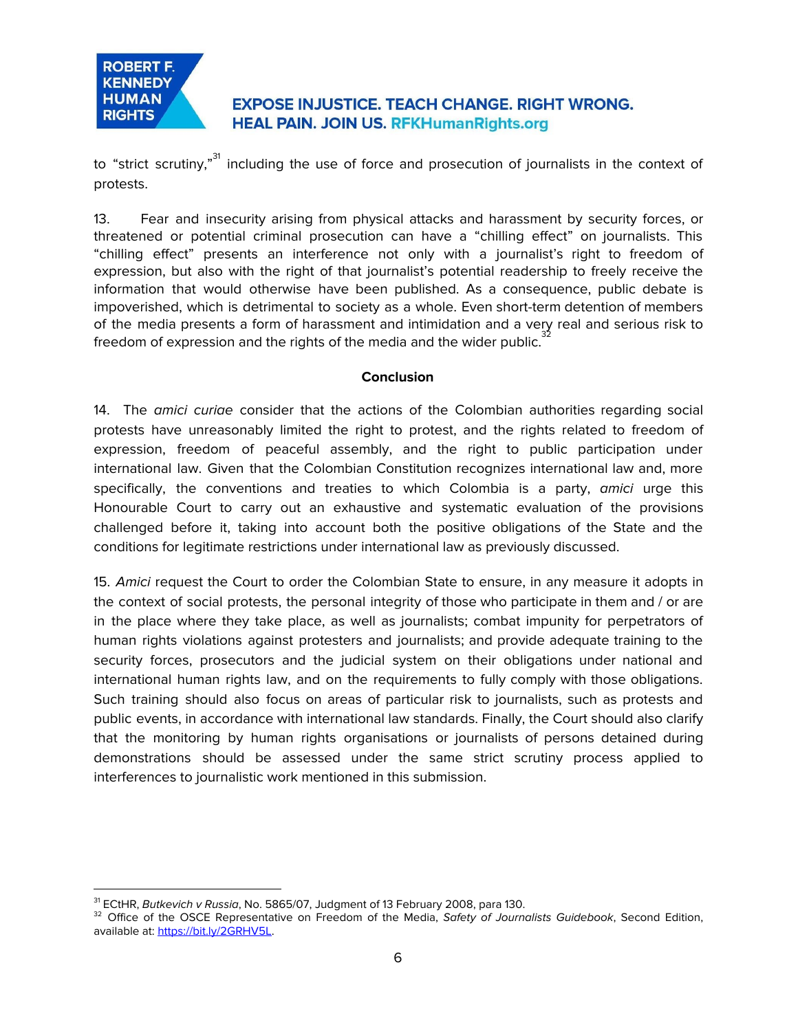to "strict scrutiny,"[31] including the use of force and prosecution of journalists in the context of protests.

13. Fear and insecurity arising from physical attacks and harassment by security forces, or threatened or potential criminal prosecution can have a "chilling effect" on journalists. This "chilling effect" presents an interference not only with a journalist's right to freedom of expression, but also with the right of that journalist's potential readership to freely receive the information that would otherwise have been published. As a consequence, public debate is impoverished, which is detrimental to society as a whole. Even short-term detention of members of the media presents a form of harassment and intimidation and a very real and serious risk to freedom of expression and the rights of the media and the wider public.[32]

**Conclusion**

14. The *amici curiae* consider that the actions of the Colombian authorities regarding social protests have unreasonably limited the right to protest, and the rights related to freedom of expression, freedom of peaceful assembly, and the right to public participation under international law. Given that the Colombian Constitution recognizes international law and, more specifically, the conventions and treaties to which Colombia is a party, *amici* urge this Honourable Court to carry out an exhaustive and systematic evaluation of the provisions challenged before it, taking into account both the positive obligations of the State and the conditions for legitimate restrictions under international law as previously discussed.

15. *Amici* request the Court to order the Colombian State to ensure, in any measure it adopts in the context of social protests, the personal integrity of those who participate in them and / or are in the place where they take place, as well as journalists; combat impunity for perpetrators of human rights violations against protesters and journalists; and provide adequate training to the security forces, prosecutors and the judicial system on their obligations under national and international human rights law, and on the requirements to fully comply with those obligations. Such training should also focus on areas of particular risk to journalists, such as protests and public events, in accordance with international law standards. Finally, the Court should also clarify that the monitoring by human rights organisations or journalists of persons detained during demonstrations should be assessed under the same strict scrutiny process applied to interferences to journalistic work mentioned in this submission.

---

[31] ECtHR, *Butkevich v Russia*, No. 5865/07, Judgment of 13 February 2008, para 130.

[32] Office of the OSCE Representative on Freedom of the Media, *Safety of Journalists Guidebook*, Second Edition, available at: https://bit.ly/2GRHV5L.